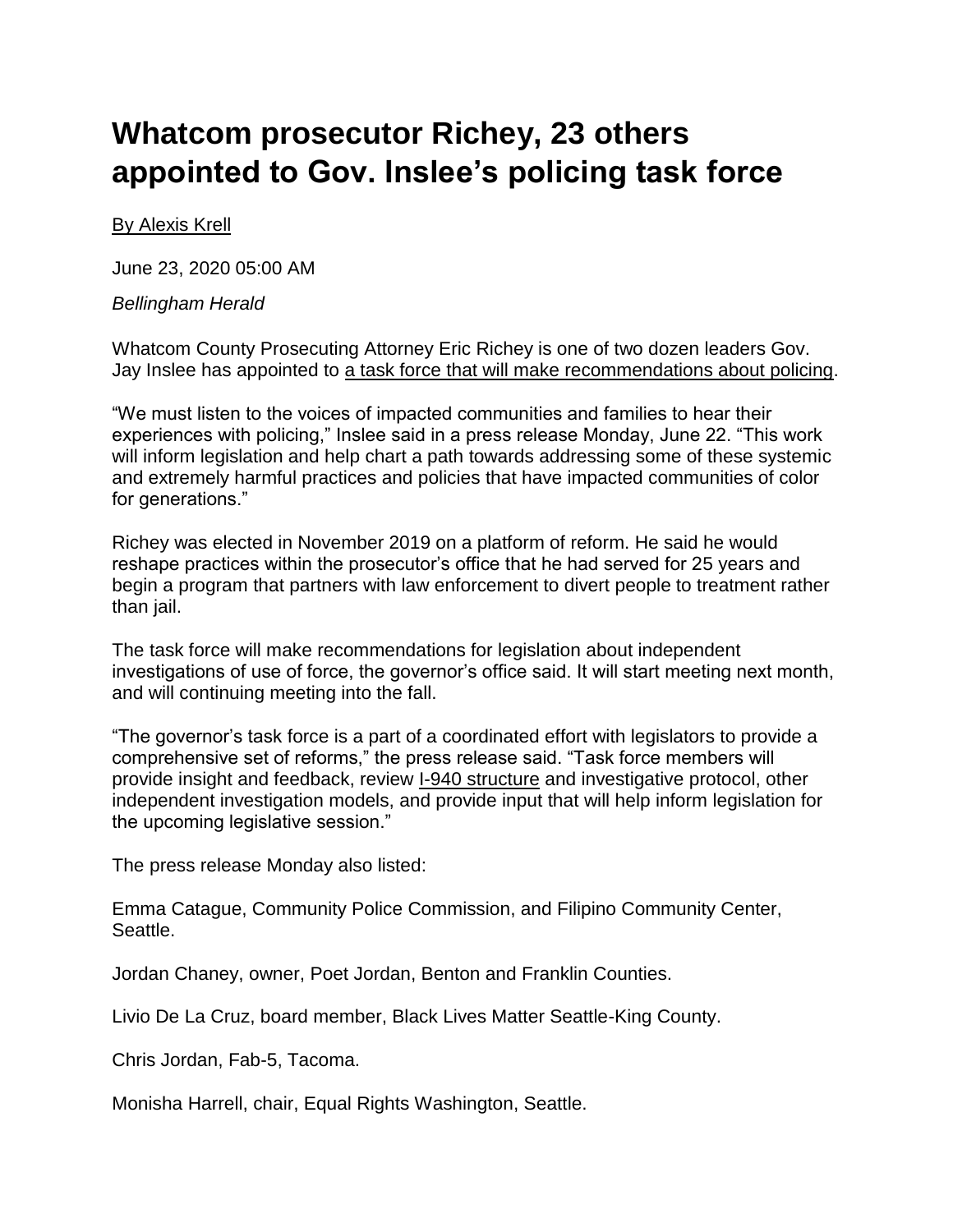# Whatcom prosecutor Richey, 23 others appointed to Gov. Inslee's policing task force

By Alexis Krell

June 23, 2020 05:00 AM

*Bellingham Herald*

Whatcom County Prosecuting Attorney Eric Richey is one of two dozen leaders Gov. Jay Inslee has appointed to a task force that will make recommendations about policing.

"We must listen to the voices of impacted communities and families to hear their experiences with policing," Inslee said in a press release Monday, June 22. "This work will inform legislation and help chart a path towards addressing some of these systemic and extremely harmful practices and policies that have impacted communities of color for generations."

Richey was elected in November 2019 on a platform of reform. He said he would reshape practices within the prosecutor's office that he had served for 25 years and begin a program that partners with law enforcement to divert people to treatment rather than jail.

The task force will make recommendations for legislation about independent investigations of use of force, the governor's office said. It will start meeting next month, and will continuing meeting into the fall.

"The governor's task force is a part of a coordinated effort with legislators to provide a comprehensive set of reforms," the press release said. "Task force members will provide insight and feedback, review I-940 structure and investigative protocol, other independent investigation models, and provide input that will help inform legislation for the upcoming legislative session."

The press release Monday also listed:

Emma Catague, Community Police Commission, and Filipino Community Center, Seattle.

Jordan Chaney, owner, Poet Jordan, Benton and Franklin Counties.

Livio De La Cruz, board member, Black Lives Matter Seattle-King County.

Chris Jordan, Fab-5, Tacoma.

Monisha Harrell, chair, Equal Rights Washington, Seattle.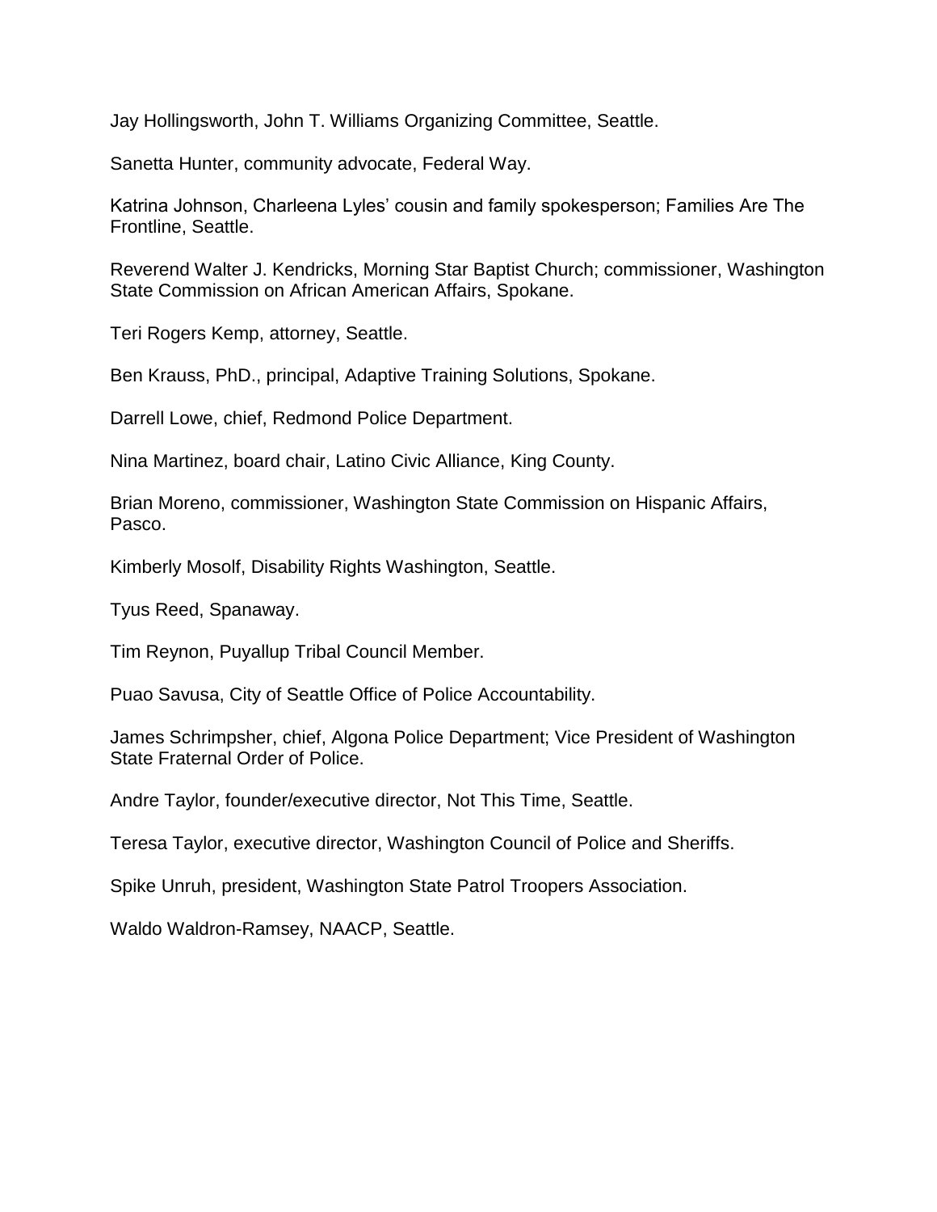Jay Hollingsworth, John T. Williams Organizing Committee, Seattle.

Sanetta Hunter, community advocate, Federal Way.

Katrina Johnson, Charleena Lyles' cousin and family spokesperson; Families Are The Frontline, Seattle.

Reverend Walter J. Kendricks, Morning Star Baptist Church; commissioner, Washington State Commission on African American Affairs, Spokane.

Teri Rogers Kemp, attorney, Seattle.

Ben Krauss, PhD., principal, Adaptive Training Solutions, Spokane.

Darrell Lowe, chief, Redmond Police Department.

Nina Martinez, board chair, Latino Civic Alliance, King County.

Brian Moreno, commissioner, Washington State Commission on Hispanic Affairs, Pasco.

Kimberly Mosolf, Disability Rights Washington, Seattle.

Tyus Reed, Spanaway.

Tim Reynon, Puyallup Tribal Council Member.

Puao Savusa, City of Seattle Office of Police Accountability.

James Schrimpsher, chief, Algona Police Department; Vice President of Washington State Fraternal Order of Police.

Andre Taylor, founder/executive director, Not This Time, Seattle.

Teresa Taylor, executive director, Washington Council of Police and Sheriffs.

Spike Unruh, president, Washington State Patrol Troopers Association.

Waldo Waldron-Ramsey, NAACP, Seattle.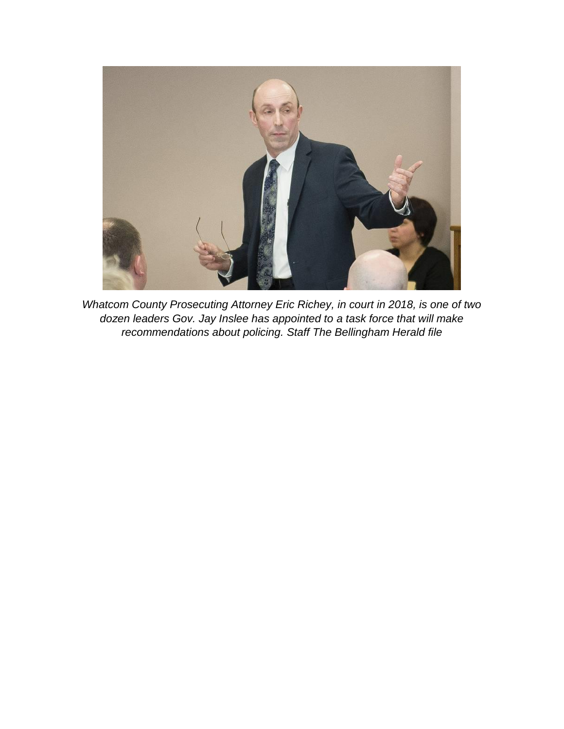*Whatcom County Prosecuting Attorney Eric Richey, in court in 2018, is one of two dozen leaders Gov. Jay Inslee has appointed to a task force that will make recommendations about policing. Staff The Bellingham Herald file*